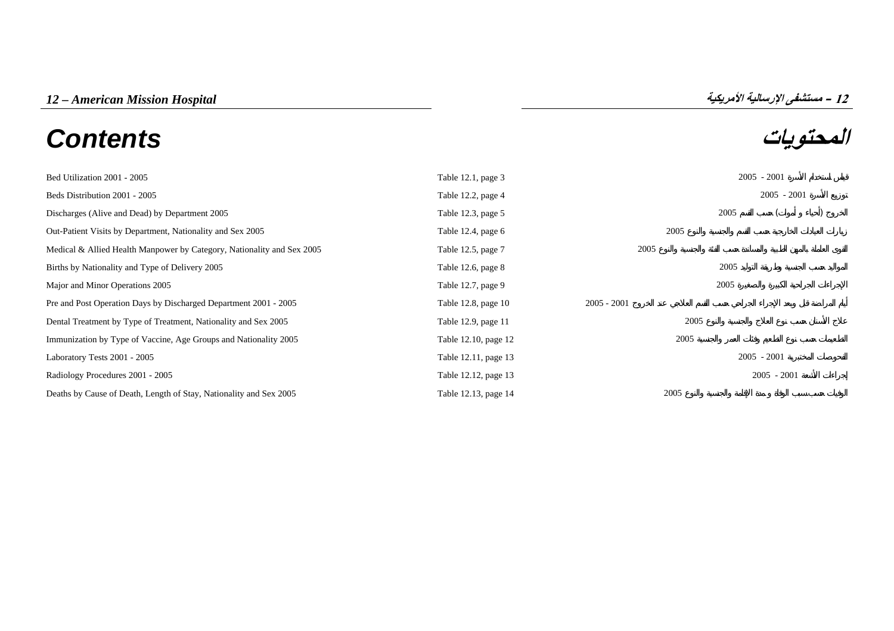# 12 – American Mission Hospital

# 12 – مستشفى الإرسالية الأمريكية

## Contents

## المحتويات

| | | |
|---|---|---|
| Bed Utilization 2001 - 2005 | Table 12.1, page 3 | قياس استخدام الأسرة 2001 - 2005 |
| Beds Distribution 2001 - 2005 | Table 12.2, page 4 | توزيع الأسرة 2001 - 2005 |
| Discharges (Alive and Dead) by Department 2005 | Table 12.3, page 5 | الخروج (أحياء و أموات) حسب القسم 2005 |
| Out-Patient Visits by Department, Nationality and Sex 2005 | Table 12.4, page 6 | زيارات العيادات الخارجية حسب القسم والجنسية والنوع 2005 |
| Medical & Allied Health Manpower by Category, Nationality and Sex 2005 | Table 12.5, page 7 | القوى العاملة بالمهن الطبية والمساندة حسب الفئة والجنسية والنوع 2005 |
| Births by Nationality and Type of Delivery 2005 | Table 12.6, page 8 | المواليد حسب الجنسية وطريقة التوليد 2005 |
| Major and Minor Operations 2005 | Table 12.7, page 9 | الإجراءات الجراحية الكبيرة والصغيرة 2005 |
| Pre and Post Operation Days by Discharged Department 2001 - 2005 | Table 12.8, page 10 | أيام المراضة قبل وبعد الإجراء الجراحي حسب القسم العلاجي عند الخروج 2001 - 2005 |
| Dental Treatment by Type of Treatment, Nationality and Sex 2005 | Table 12.9, page 11 | علاج الأسنان حسب نوع العلاج والجنسية والنوع 2005 |
| Immunization by Type of Vaccine, Age Groups and Nationality 2005 | Table 12.10, page 12 | التطعيمات حسب نوع التطعيم وفئات العمر والجنسية 2005 |
| Laboratory Tests 2001 - 2005 | Table 12.11, page 13 | الفحوصات المختبرية 2001 - 2005 |
| Radiology Procedures 2001 - 2005 | Table 12.12, page 13 | إجراءات الأشعة 2001 - 2005 |
| Deaths by Cause of Death, Length of Stay, Nationality and Sex 2005 | Table 12.13, page 14 | الوفيات حسب سبب الوفاة و مدة الإقامة والجنسية والنوع 2005 |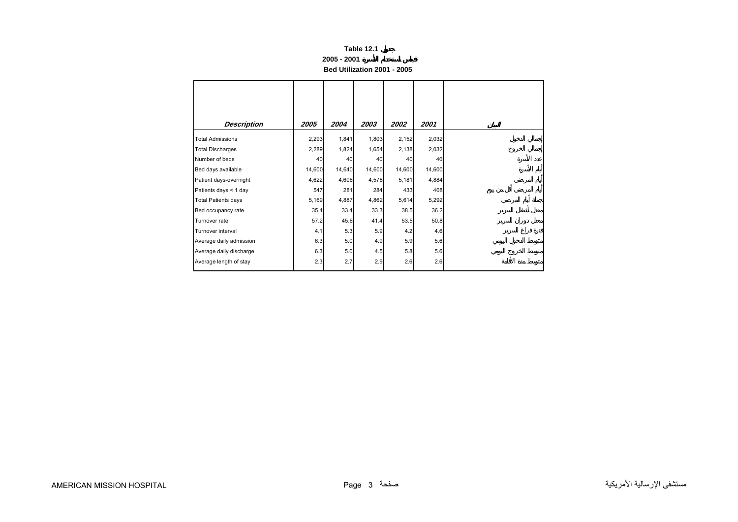**Table 12.1 جدول**

**2005 - 2001 قياس استخدام الأسرة**

**Bed Utilization 2001 - 2005**

| *Description* | *2005* | *2004* | *2003* | *2002* | *2001* | البيان |
|---|---|---|---|---|---|---|
| Total Admissions | 2,293 | 1,841 | 1,803 | 2,152 | 2,032 | إجمالي الدخول |
| Total Discharges | 2,289 | 1,824 | 1,654 | 2,138 | 2,032 | إجمالي الخروج |
| Number of beds | 40 | 40 | 40 | 40 | 40 | عدد الأسرة |
| Bed days available | 14,600 | 14,640 | 14,600 | 14,600 | 14,600 | أيام الأسرة |
| Patient days-overnight | 4,622 | 4,606 | 4,578 | 5,181 | 4,884 | أيام المرضى |
| Patients days < 1 day | 547 | 281 | 284 | 433 | 408 | أيام المرضى أقل من يوم |
| Total Patients days | 5,169 | 4,887 | 4,862 | 5,614 | 5,292 | جملة أيام المرضى |
| Bed occupancy rate | 35.4 | 33.4 | 33.3 | 38.5 | 36.2 | معدل أشغال السرير |
| Turnover rate | 57.2 | 45.6 | 41.4 | 53.5 | 50.8 | معدل دوران السرير |
| Turnover interval | 4.1 | 5.3 | 5.9 | 4.2 | 4.6 | فترة فراغ السرير |
| Average daily admission | 6.3 | 5.0 | 4.9 | 5.9 | 5.6 | متوسط الدخول اليومي |
| Average daily discharge | 6.3 | 5.0 | 4.5 | 5.8 | 5.6 | متوسط الخروج اليومي |
| Average length of stay | 2.3 | 2.7 | 2.9 | 2.6 | 2.6 | متوسط مدة الأقامة |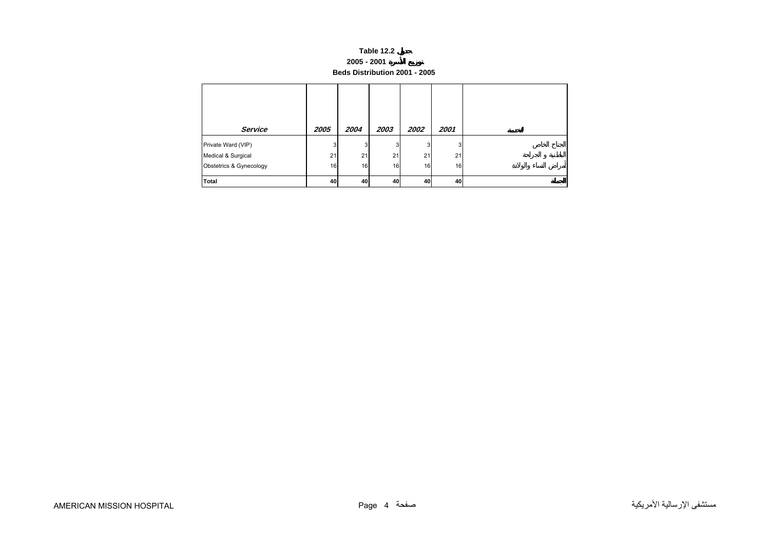**Table 12.2 جدول**

**توزيع الأسرة 2001 - 2005**

**Beds Distribution 2001 - 2005**

| *Service* | *2005* | *2004* | *2003* | *2002* | *2001* | الخدمة |
|---|---|---|---|---|---|---|
| Private Ward (VIP) | 3 | 3 | 3 | 3 | 3 | الجناح الخاص |
| Medical & Surgical | 21 | 21 | 21 | 21 | 21 | الباطنية و الجراحة |
| Obstetrics & Gynecology | 16 | 16 | 16 | 16 | 16 | أمراض النساء والولادة |
| **Total** | **40** | **40** | **40** | **40** | **40** | **الجملة** |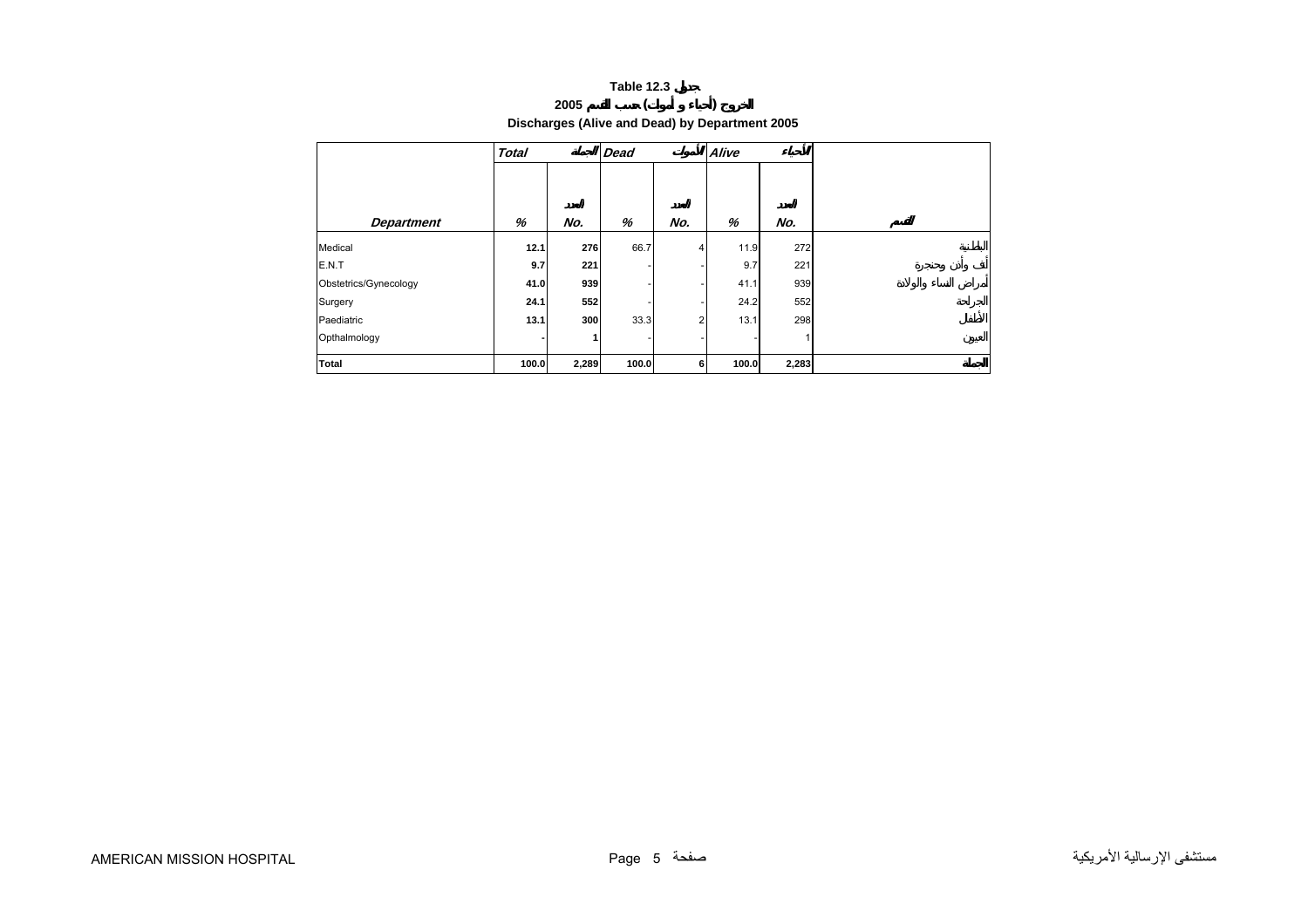# Table 12.3 جدول

## الخروج (أحياء و أموات) حسب القسم 2005

## Discharges (Alive and Dead) by Department 2005

| | Total | الجملة | Dead | الأموات | Alive | الأحياء | |
|---|---|---|---|---|---|---|---|
| **Department** | **%** | **No. العدد** | **%** | **No. العدد** | **%** | **No. العدد** | **القسم** |
| Medical | **12.1** | **276** | 66.7 | 4 | 11.9 | 272 | الباطنية |
| E.N.T | **9.7** | **221** | - | - | 9.7 | 221 | أنف وأذن وحنجرة |
| Obstetrics/Gynecology | **41.0** | **939** | - | - | 41.1 | 939 | أمراض النساء والولادة |
| Surgery | **24.1** | **552** | - | - | 24.2 | 552 | الجراحة |
| Paediatric | **13.1** | **300** | 33.3 | 2 | 13.1 | 298 | الأطفال |
| Opthalmology | **-** | **1** | - | - | - | 1 | العيون |
| **Total** | **100.0** | **2,289** | **100.0** | **6** | **100.0** | **2,283** | **الجملة** |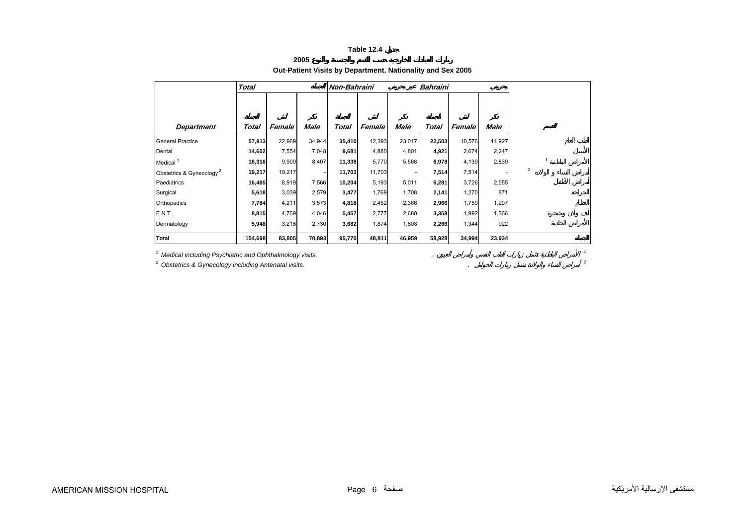# Table 12.4 جدول

## زيارات العيادات الخارجية حسب القسم والجنسية والنوع 2005

### Out-Patient Visits by Department, Nationality and Sex 2005

| | *Total* | | الجملة | *Non-Bahraini* | | غير بحريني | *Bahraini* | | بحريني | |
|---|---|---|---|---|---|---|---|---|---|---|
| ***Department*** | الجملة ***Total*** | أنثى ***Female*** | ذكر ***Male*** | الجملة ***Total*** | أنثى ***Female*** | ذكر ***Male*** | الجملة ***Total*** | أنثى ***Female*** | ذكر ***Male*** | القسم |
| General Practice | **57,913** | 22,969 | 34,944 | **35,410** | 12,393 | 23,017 | **22,503** | 10,576 | 11,927 | الطب العام |
| Dental | **14,602** | 7,554 | 7,048 | **9,681** | 4,880 | 4,801 | **4,921** | 2,674 | 2,247 | الأسنان |
| Medical [1] | **18,316** | 9,909 | 8,407 | **11,338** | 5,770 | 5,568 | **6,978** | 4,139 | 2,839 | الأمراض الباطنية [1] |
| Obstetrics & Gynecology [2] | **19,217** | 19,217 | - | **11,703** | 11,703 | - | **7,514** | 7,514 | - | أمراض النساء و الولادة [2] |
| Paediatrics | **16,485** | 8,919 | 7,566 | **10,204** | 5,193 | 5,011 | **6,281** | 3,726 | 2,555 | أمراض الأطفال |
| Surgical | **5,618** | 3,039 | 2,579 | **3,477** | 1,769 | 1,708 | **2,141** | 1,270 | 871 | الجراحة |
| Orthopedics | **7,784** | 4,211 | 3,573 | **4,818** | 2,452 | 2,366 | **2,966** | 1,759 | 1,207 | العظام |
| E.N.T. | **8,815** | 4,769 | 4,046 | **5,457** | 2,777 | 2,680 | **3,358** | 1,992 | 1,366 | أنف وأذن وحنجرة |
| Dermatology | **5,948** | 3,218 | 2,730 | **3,682** | 1,874 | 1,808 | **2,266** | 1,344 | 922 | الأمراض الجلدية |
| **Total** | **154,698** | **83,805** | **70,893** | **95,770** | **48,811** | **46,959** | **58,928** | **34,994** | **23,934** | **الجملة** |

[1] *Medical including Psychiatric and Ophthalmology visits.* — [1] الأمراض الباطنية تشمل زيارات الطب النفسي وأمراض العيون .

[2] *Obstetrics & Gynecology including Antenatal visits.* — [2] أمراض النساء والولادة تشمل زيارات الحوامل .

AMERICAN MISSION HOSPITAL — مستشفى الإرسالية الأمريكية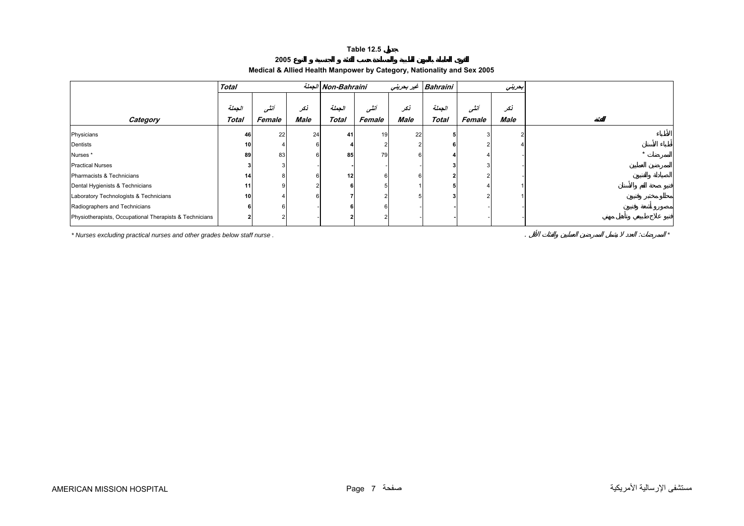**Table 12.5 جدول**

**القوى العاملة بالمهن الطبية والمساندة حسب الفئة و الجنسية و النوع 2005**

**Medical & Allied Health Manpower by Category, Nationality and Sex 2005**

| | Total | | الجملة | Non-Bahraini | | غير بحريني | Bahraini | | بحريني | |
|---|---|---|---|---|---|---|---|---|---|---|
| | الجملة | أنثى | ذكر | الجملة | أنثى | ذكر | الجملة | أنثى | ذكر | |
| **Category** | **Total** | **Female** | **Male** | **Total** | **Female** | **Male** | **Total** | **Female** | **Male** | **الفئة** |
| Physicians | **46** | 22 | 24 | **41** | 19 | 22 | **5** | 3 | 2 | الأطباء |
| Dentists | **10** | 4 | 6 | **4** | 2 | 2 | **6** | 2 | 4 | أطباء الأسنان |
| Nurses * | **89** | 83 | 6 | **85** | 79 | 6 | **4** | 4 | - | الممرضات * |
| Practical Nurses | **3** | 3 | - | **-** | - | - | **3** | 3 | - | الممرضين العمليين |
| Pharmacists & Technicians | **14** | 8 | 6 | **12** | 6 | 6 | **2** | 2 | - | الصيادلة والفنيون |
| Dental Hygienists & Technicians | **11** | 9 | 2 | **6** | 5 | 1 | **5** | 4 | 1 | فنيو صحة الفم والأسنان |
| Laboratory Technologists & Technicians | **10** | 4 | 6 | **7** | 2 | 5 | **3** | 2 | 1 | محللو مختبر وفنيون |
| Radiographers and Technicians | **6** | 6 | - | **6** | 6 | - | **-** | - | - | مصورو أشعة وفنيون |
| Physiotherapists, Occupational Therapists & Technicians | **2** | 2 | - | **2** | 2 | - | **-** | - | - | فنيو علاج طبيعي وتأهيل مهني |

* Nurses excluding practical nurses and other grades below staff nurse .

* الممرضات: العدد لا يشمل الممرضين العمليين والفئات الأقل .

AMERICAN MISSION HOSPITAL | مستشفى الإرسالية الأمريكية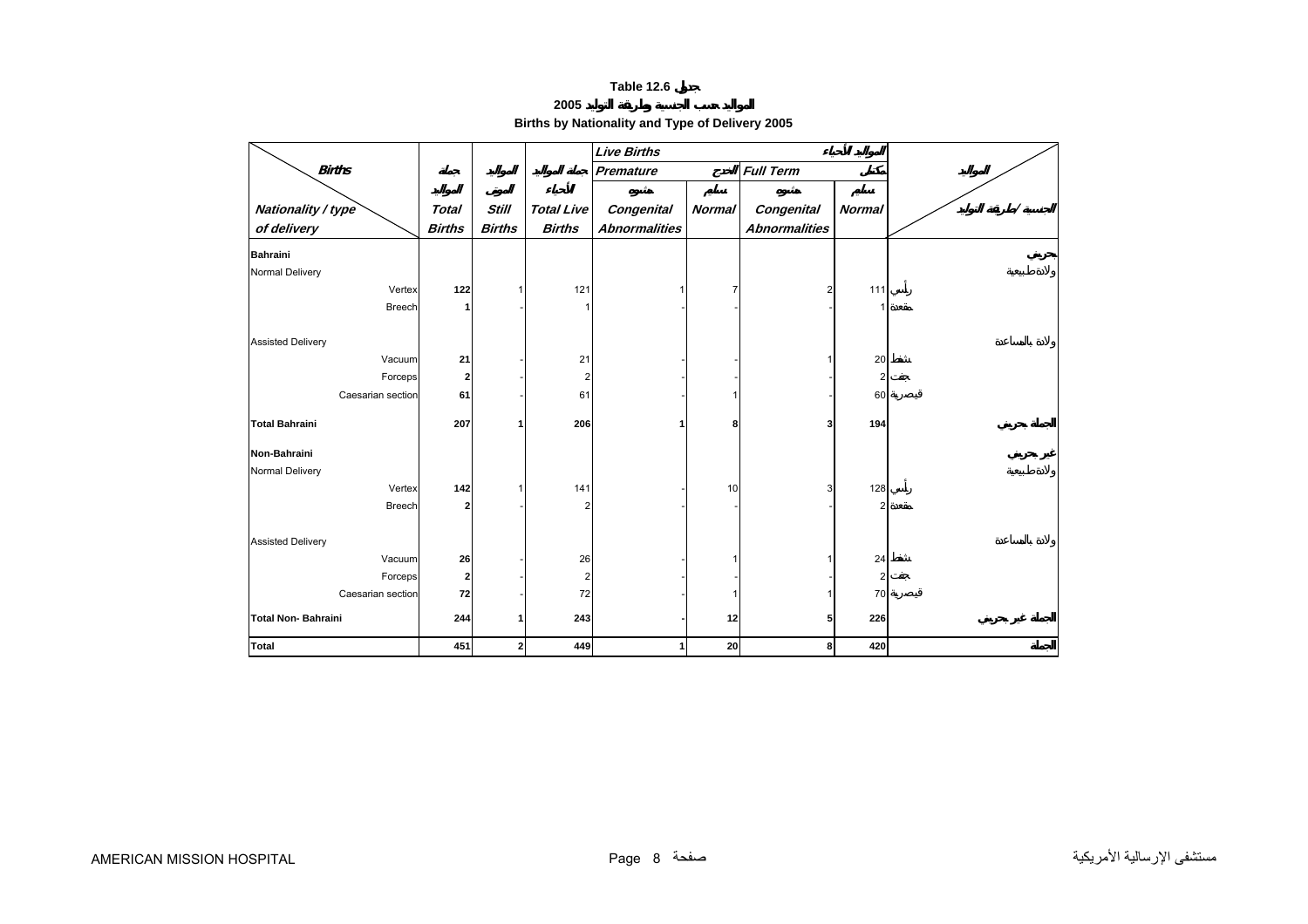**Table 12.6 جدول**

**2005 المواليد حسب الجنسية وطريقة التوليد**

**Births by Nationality and Type of Delivery 2005**

| Births / Nationality / type of delivery | جملة المواليد Total Births | المواليد الموتى Still Births | جملة المواليد الأحياء Total Live Births | Live Births المواليد الأحياء | | | | المواليد / الجنسية / طريقة التوليد |
|---|---|---|---|---|---|---|---|---|
| | | | | Premature الخدج | | Full Term مكتمل | | |
| | | | | Congenital Abnormalities مشوه | Normal سليم | Congenital Abnormalities مشوه | Normal سليم | |
| **Bahraini** | | | | | | | | **بحريني** |
| Normal Delivery | | | | | | | | ولادة طبيعية |
| Vertex | **122** | 1 | 121 | 1 | 7 | 2 | 111 | رأسي |
| Breech | **1** | - | 1 | - | - | - | 1 | مقعدة |
| Assisted Delivery | | | | | | | | ولادة بالمساعدة |
| Vacuum | **21** | - | 21 | - | - | 1 | 20 | شفط |
| Forceps | **2** | - | 2 | - | - | - | 2 | جفت |
| Caesarian section | **61** | - | 61 | - | 1 | - | 60 | قيصرية |
| **Total Bahraini** | **207** | **1** | **206** | **1** | **8** | **3** | **194** | **الجملة بحريني** |
| **Non-Bahraini** | | | | | | | | **غير بحريني** |
| Normal Delivery | | | | | | | | ولادة طبيعية |
| Vertex | **142** | 1 | 141 | - | 10 | 3 | 128 | رأسي |
| Breech | **2** | - | 2 | - | - | - | 2 | مقعدة |
| Assisted Delivery | | | | | | | | ولادة بالمساعدة |
| Vacuum | **26** | - | 26 | - | 1 | 1 | 24 | شفط |
| Forceps | **2** | - | 2 | - | - | - | 2 | جفت |
| Caesarian section | **72** | - | 72 | - | 1 | 1 | 70 | قيصرية |
| **Total Non- Bahraini** | **244** | **1** | **243** | **-** | **12** | **5** | **226** | **الجملة غير بحريني** |
| **Total** | **451** | **2** | **449** | **1** | **20** | **8** | **420** | **الجملة** |

AMERICAN MISSION HOSPITAL مستشفى الإرسالية الأمريكية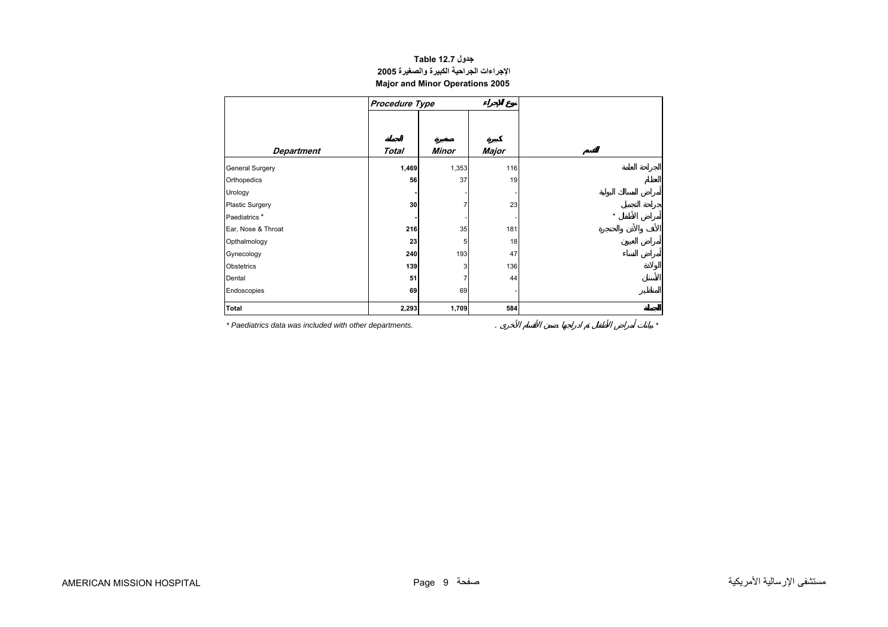**Table 12.7 جدول**

**الاجراءات الجراحية الكبيرة والصغيرة 2005**

**Major and Minor Operations 2005**

| | Procedure Type | | نوع الإجراء | |
|---|---|---|---|---|
| **Department** | **Total** الجملة | **Minor** صغيرة | **Major** كبيرة | القسم |
| General Surgery | **1,469** | 1,353 | 116 | الجراحة العامة |
| Orthopedics | **56** | 37 | 19 | العظام |
| Urology | **-** | - | - | أمراض المسالك البولية |
| Plastic Surgery | **30** | 7 | 23 | جراحة التجميل |
| Paediatrics * | **-** | - | - | أمراض الأطفال * |
| Ear, Nose & Throat | **216** | 35 | 181 | الأنف والأذن والحنجرة |
| Opthalmology | **23** | 5 | 18 | أمراض العيون |
| Gynecology | **240** | 193 | 47 | أمراض النساء |
| Obstetrics | **139** | 3 | 136 | الولادة |
| Dental | **51** | 7 | 44 | الأسنان |
| Endoscopies | **69** | 69 | - | المناظير |
| **Total** | **2,293** | **1,709** | **584** | **الجملة** |

*\* Paediatrics data was included with other departments.*

*\* بيانات أمراض الأطفال تم ادراجها ضمن الأقسام الأخرى .*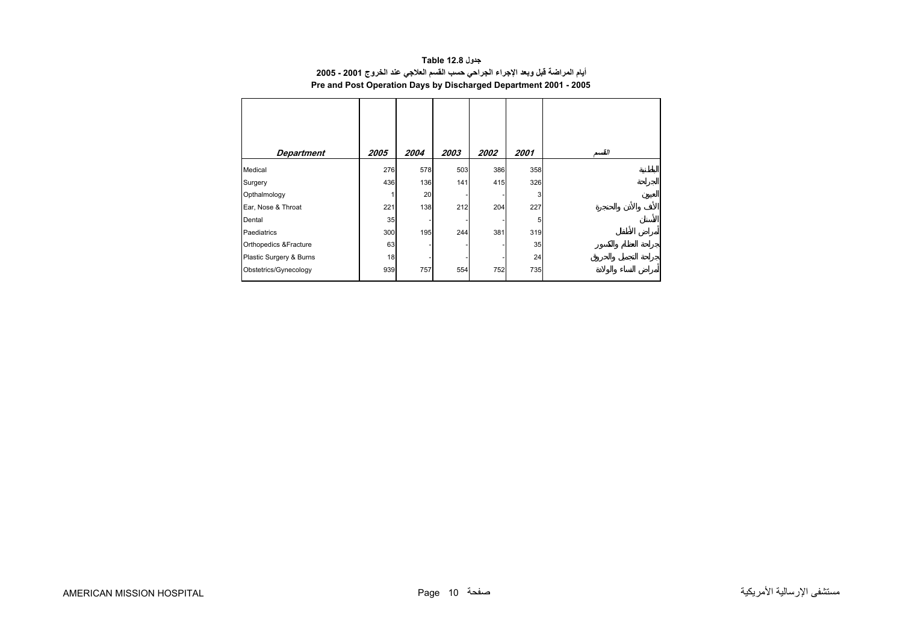**Table 12.8 جدول**

**أيام المراضة قبل وبعد الإجراء الجراحي حسب القسم العلاجي عند الخروج 2001 - 2005**

**Pre and Post Operation Days by Discharged Department 2001 - 2005**

| Department | 2005 | 2004 | 2003 | 2002 | 2001 | القسم |
|---|---|---|---|---|---|---|
| Medical | 276 | 578 | 503 | 386 | 358 | الباطنية |
| Surgery | 436 | 136 | 141 | 415 | 326 | الجراحة |
| Opthalmology | 1 | 20 | - | - | 3 | العيون |
| Ear, Nose & Throat | 221 | 138 | 212 | 204 | 227 | الأنف والأذن والحنجرة |
| Dental | 35 | - | - | - | 5 | الأسنان |
| Paediatrics | 300 | 195 | 244 | 381 | 319 | أمراض الأطفال |
| Orthopedics &Fracture | 63 | - | - | - | 35 | جراحة العظام والكسور |
| Plastic Surgery & Burns | 18 | - | - | - | 24 | جراحة التجميل والحروق |
| Obstetrics/Gynecology | 939 | 757 | 554 | 752 | 735 | أمراض النساء والولادة |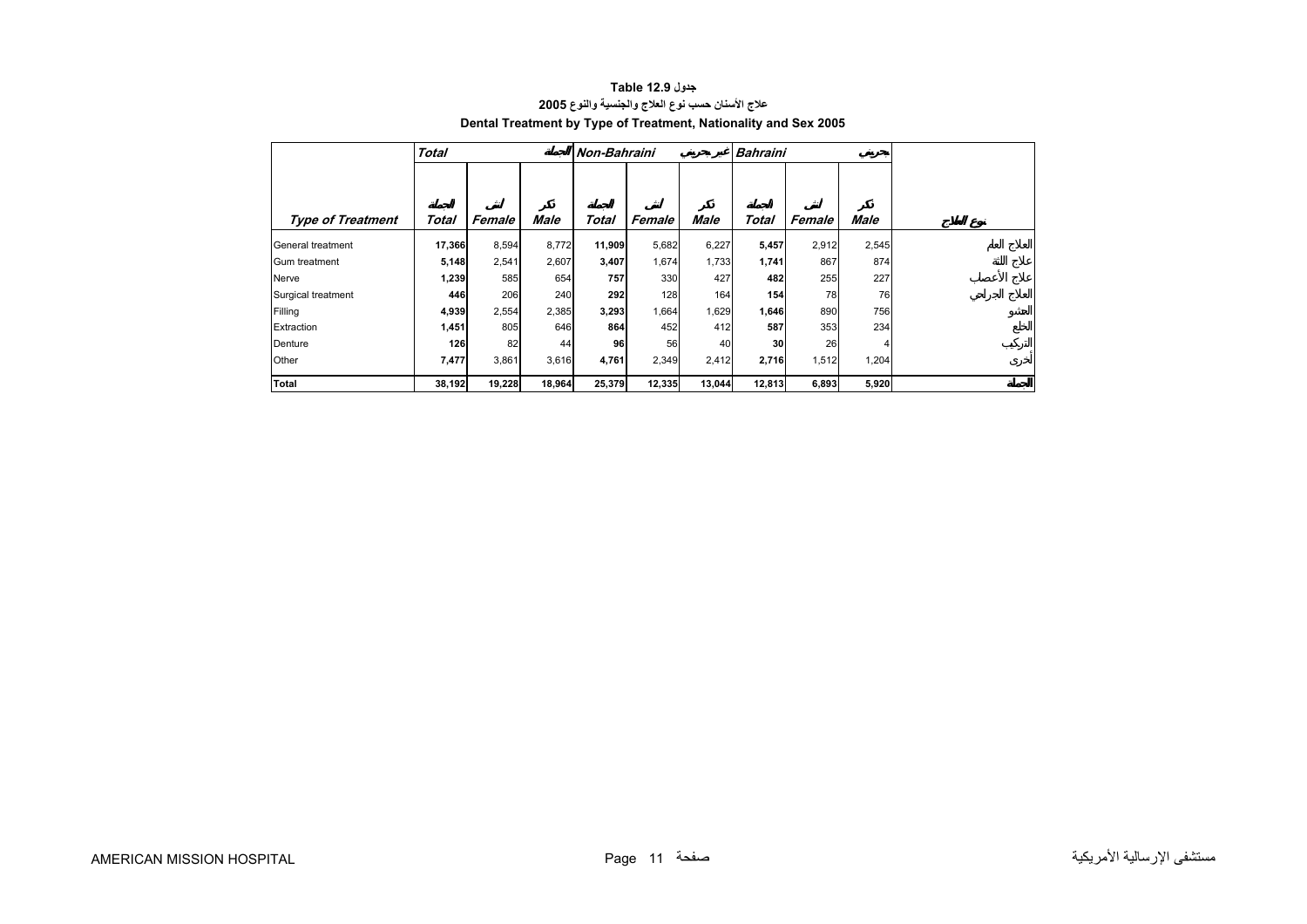# Table 12.9 جدول

## علاج الأسنان حسب نوع العلاج والجنسية والنوع 2005

## Dental Treatment by Type of Treatment, Nationality and Sex 2005

| | *Total* | | الجملة | *Non-Bahraini* | | غير بحريني | *Bahraini* | | بحريني | |
|---|---|---|---|---|---|---|---|---|---|---|
| ***Type of Treatment*** | الجملة ***Total*** | أنثى ***Female*** | ذكر ***Male*** | الجملة ***Total*** | أنثى ***Female*** | ذكر ***Male*** | الجملة ***Total*** | أنثى ***Female*** | ذكر ***Male*** | نوع العلاج |
| General treatment | **17,366** | 8,594 | 8,772 | **11,909** | 5,682 | 6,227 | **5,457** | 2,912 | 2,545 | العلاج العام |
| Gum treatment | **5,148** | 2,541 | 2,607 | **3,407** | 1,674 | 1,733 | **1,741** | 867 | 874 | علاج اللثة |
| Nerve | **1,239** | 585 | 654 | **757** | 330 | 427 | **482** | 255 | 227 | علاج الأعصاب |
| Surgical treatment | **446** | 206 | 240 | **292** | 128 | 164 | **154** | 78 | 76 | العلاج الجراحي |
| Filling | **4,939** | 2,554 | 2,385 | **3,293** | 1,664 | 1,629 | **1,646** | 890 | 756 | الحشو |
| Extraction | **1,451** | 805 | 646 | **864** | 452 | 412 | **587** | 353 | 234 | الخلع |
| Denture | **126** | 82 | 44 | **96** | 56 | 40 | **30** | 26 | 4 | التركيب |
| Other | **7,477** | 3,861 | 3,616 | **4,761** | 2,349 | 2,412 | **2,716** | 1,512 | 1,204 | أخرى |
| **Total** | **38,192** | **19,228** | **18,964** | **25,379** | **12,335** | **13,044** | **12,813** | **6,893** | **5,920** | **الجملة** |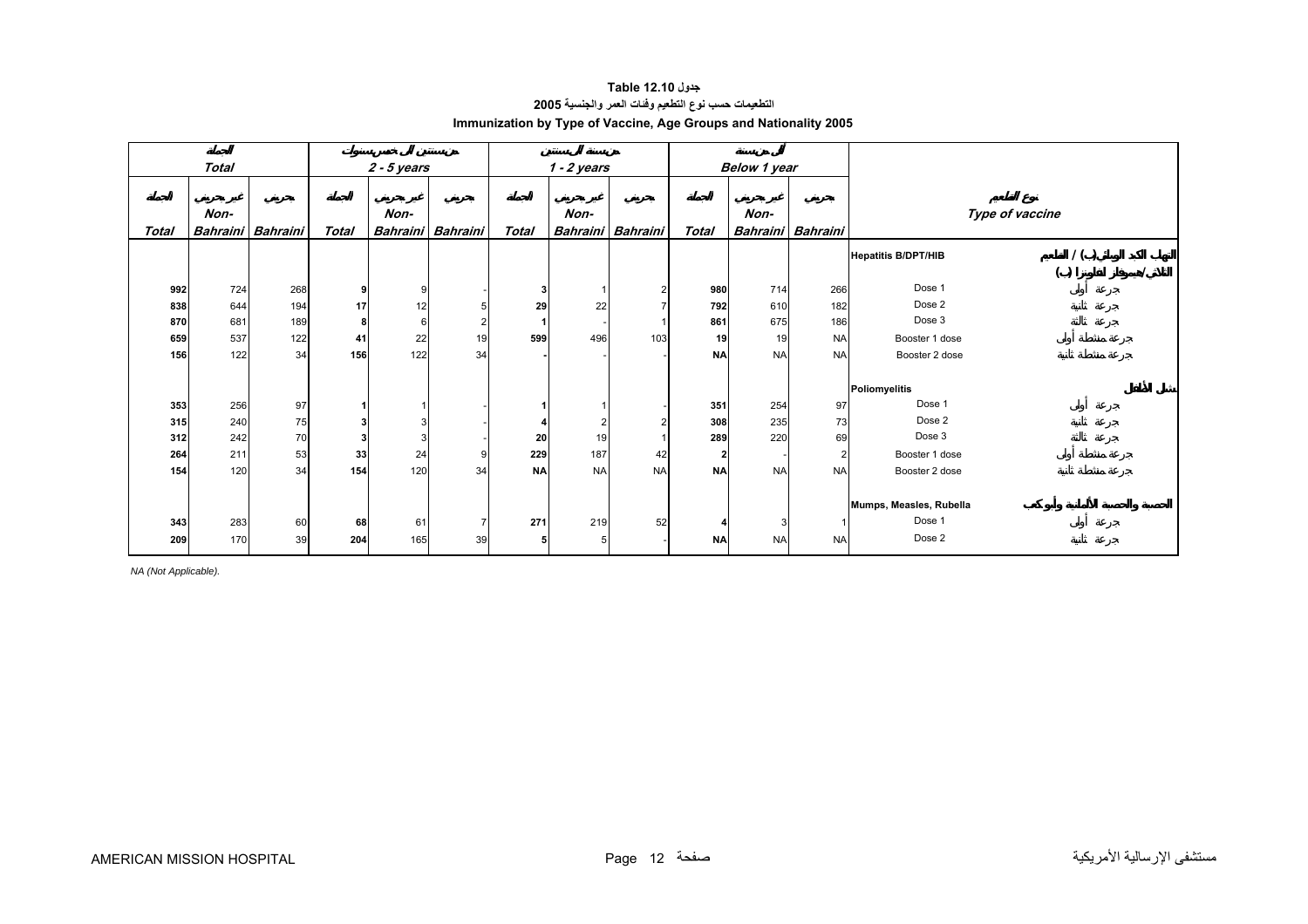**جدول Table 12.10**

**التطعيمات حسب نوع التطعيم وفئات العمر والجنسية 2005**

**Immunization by Type of Vaccine, Age Groups and Nationality 2005**

| Total | | | 2 - 5 years | | | 1 - 2 years | | | Below 1 year | | | Type of vaccine | |
|---|---|---|---|---|---|---|---|---|---|---|---|---|---|
| Total | Non-Bahraini | Bahraini | Total | Non-Bahraini | Bahraini | Total | Non-Bahraini | Bahraini | Total | Non-Bahraini | Bahraini | | |
| | | | | | | | | | | | | **Hepatitis B/DPT/HIB** | |
| **992** | 724 | 268 | **9** | 9 | - | **3** | 1 | 2 | **980** | 714 | 266 | Dose 1 | جرعة أولى |
| **838** | 644 | 194 | **17** | 12 | 5 | **29** | 22 | 7 | **792** | 610 | 182 | Dose 2 | جرعة ثانية |
| **870** | 681 | 189 | **8** | 6 | 2 | **1** | - | 1 | **861** | 675 | 186 | Dose 3 | جرعة ثالثة |
| **659** | 537 | 122 | **41** | 22 | 19 | **599** | 496 | 103 | **19** | 19 | NA | Booster 1 dose | جرعة منشطة أولى |
| **156** | 122 | 34 | **156** | 122 | 34 | **-** | - | - | **NA** | NA | NA | Booster 2 dose | جرعة منشطة ثانية |
| | | | | | | | | | | | | **Poliomyelitis** | |
| **353** | 256 | 97 | **1** | 1 | - | **1** | 1 | - | **351** | 254 | 97 | Dose 1 | جرعة أولى |
| **315** | 240 | 75 | **3** | 3 | - | **4** | 2 | 2 | **308** | 235 | 73 | Dose 2 | جرعة ثانية |
| **312** | 242 | 70 | **3** | 3 | - | **20** | 19 | 1 | **289** | 220 | 69 | Dose 3 | جرعة ثالثة |
| **264** | 211 | 53 | **33** | 24 | 9 | **229** | 187 | 42 | **2** | - | 2 | Booster 1 dose | جرعة منشطة أولى |
| **154** | 120 | 34 | **154** | 120 | 34 | **NA** | NA | NA | **NA** | NA | NA | Booster 2 dose | جرعة منشطة ثانية |
| | | | | | | | | | | | | **Mumps, Measles, Rubella** | |
| **343** | 283 | 60 | **68** | 61 | 7 | **271** | 219 | 52 | **4** | 3 | 1 | Dose 1 | جرعة أولى |
| **209** | 170 | 39 | **204** | 165 | 39 | **5** | 5 | - | **NA** | NA | NA | Dose 2 | جرعة ثانية |

*NA (Not Applicable).*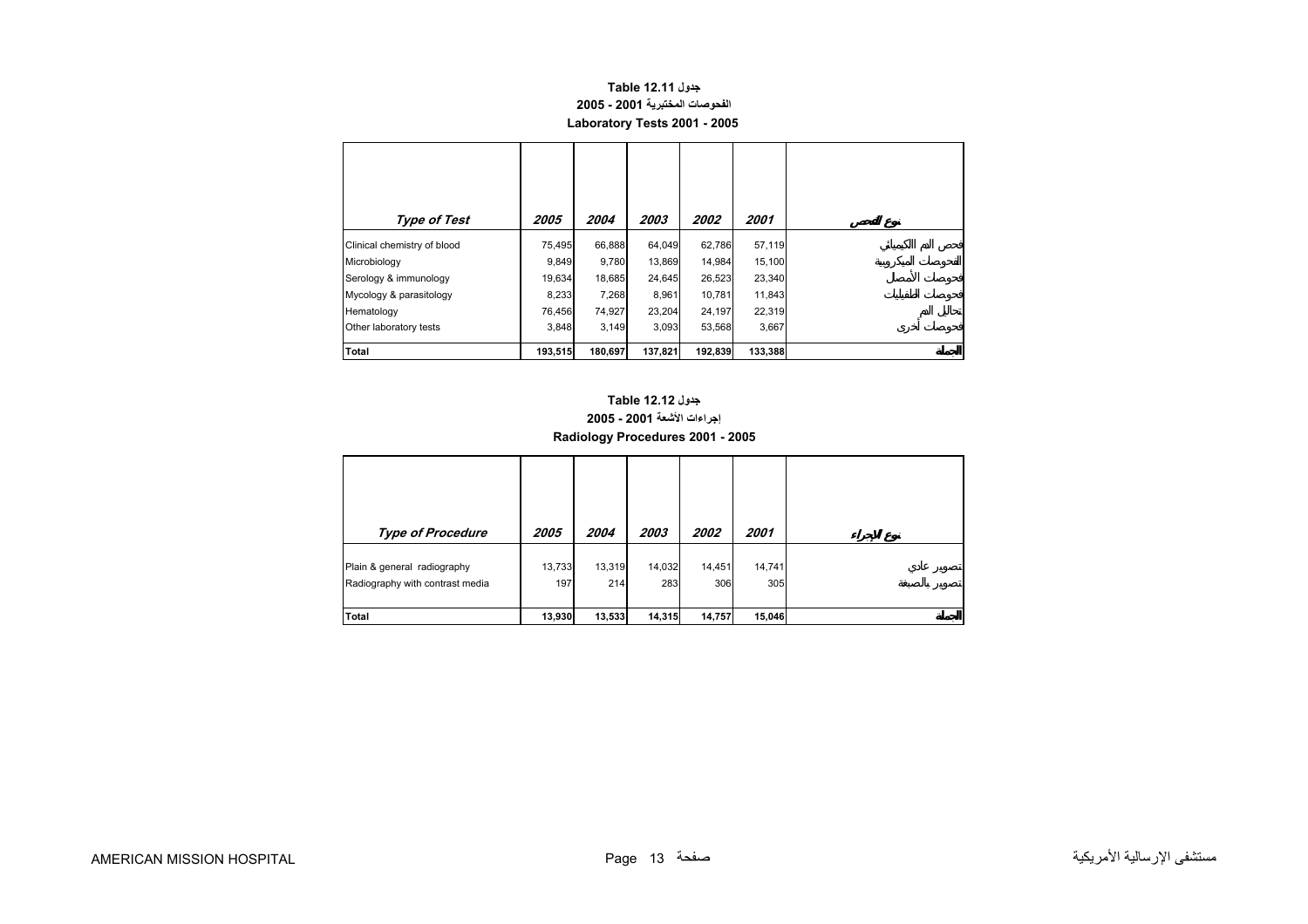**Table 12.11 جدول**

**الفحوصات المختبرية 2001 - 2005**

**Laboratory Tests 2001 - 2005**

| *Type of Test* | *2005* | *2004* | *2003* | *2002* | *2001* | نوع الفحص |
|---|---|---|---|---|---|---|
| Clinical chemistry of blood | 75,495 | 66,888 | 64,049 | 62,786 | 57,119 | فحص الدم الكيميائي |
| Microbiology | 9,849 | 9,780 | 13,869 | 14,984 | 15,100 | الفحوصات الميكروبية |
| Serology & immunology | 19,634 | 18,685 | 24,645 | 26,523 | 23,340 | فحوصات الأمصال |
| Mycology & parasitology | 8,233 | 7,268 | 8,961 | 10,781 | 11,843 | فحوصات الطفيليات |
| Hematology | 76,456 | 74,927 | 23,204 | 24,197 | 22,319 | تحاليل الدم |
| Other laboratory tests | 3,848 | 3,149 | 3,093 | 53,568 | 3,667 | فحوصات أخرى |
| **Total** | **193,515** | **180,697** | **137,821** | **192,839** | **133,388** | **الجملة** |

**Table 12.12 جدول**

**إجراءات الأشعة 2001 - 2005**

**Radiology Procedures 2001 - 2005**

| *Type of Procedure* | *2005* | *2004* | *2003* | *2002* | *2001* | نوع الإجراء |
|---|---|---|---|---|---|---|
| Plain & general radiography | 13,733 | 13,319 | 14,032 | 14,451 | 14,741 | تصوير عادي |
| Radiography with contrast media | 197 | 214 | 283 | 306 | 305 | تصوير بالصبغة |
| **Total** | **13,930** | **13,533** | **14,315** | **14,757** | **15,046** | **الجملة** |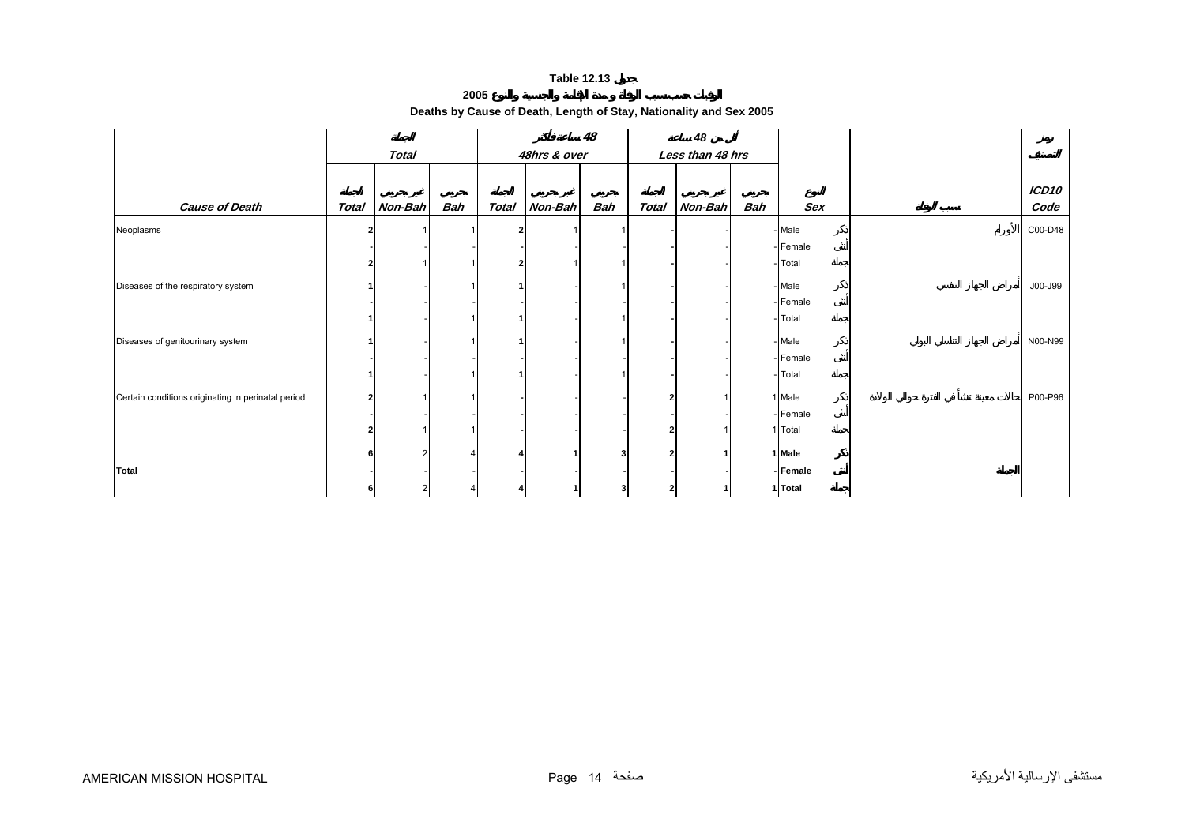# Table 12.13 جدول

## 2005 الوفيات حسب سبب الوفاة ومدة الإقامة والجنسية والنوع

## Deaths by Cause of Death, Length of Stay, Nationality and Sex 2005

| | الجملة | | | 48 ساعة فأكثر | | | أقل من 48 ساعة | | | | | رمز التصنيف |
|---|---|---|---|---|---|---|---|---|---|---|---|---|
| | Total | | | 48hrs & over | | | Less than 48 hrs | | | | | |
| Cause of Death | الجملة Total | غير بحريني Non-Bah | بحريني Bah | الجملة Total | غير بحريني Non-Bah | بحريني Bah | الجملة Total | غير بحريني Non-Bah | بحريني Bah | النوع Sex | سبب الوفاة | ICD10 Code |
| Neoplasms | 2 | 1 | 1 | 2 | 1 | 1 | - | - | - | Male ذكر | الأورام | C00-D48 |
| | - | - | - | - | - | - | - | - | - | Female أنثى | | |
| | 2 | 1 | 1 | 2 | 1 | 1 | - | - | - | Total جملة | | |
| Diseases of the respiratory system | 1 | - | 1 | 1 | - | 1 | - | - | - | Male ذكر | أمراض الجهاز التنفسي | J00-J99 |
| | - | - | - | - | - | - | - | - | - | Female أنثى | | |
| | 1 | - | 1 | 1 | - | 1 | - | - | - | Total جملة | | |
| Diseases of genitourinary system | 1 | - | 1 | 1 | - | 1 | - | - | - | Male ذكر | أمراض الجهاز التناسلي والبولي | N00-N99 |
| | - | - | - | - | - | - | - | - | - | Female أنثى | | |
| | 1 | - | 1 | 1 | - | 1 | - | - | - | Total جملة | | |
| Certain conditions originating in perinatal period | 2 | 1 | 1 | - | - | - | 2 | 1 | 1 | Male ذكر | حالات معينة تنشأ في الفترة حوالي الولادة | P00-P96 |
| | - | - | - | - | - | - | - | - | - | Female أنثى | | |
| | 2 | 1 | 1 | - | - | - | 2 | 1 | 1 | Total جملة | | |
| | 6 | 2 | 4 | 4 | 1 | 3 | 2 | 1 | 1 | **Male** ذكر | | |
| **Total** | - | - | - | - | - | - | - | - | - | **Female** أنثى | الجملة | |
| | 6 | 2 | 4 | 4 | 1 | 3 | 2 | 1 | 1 | **Total** جملة | | |

AMERICAN MISSION HOSPITAL مستشفى الإرسالية الأمريكية